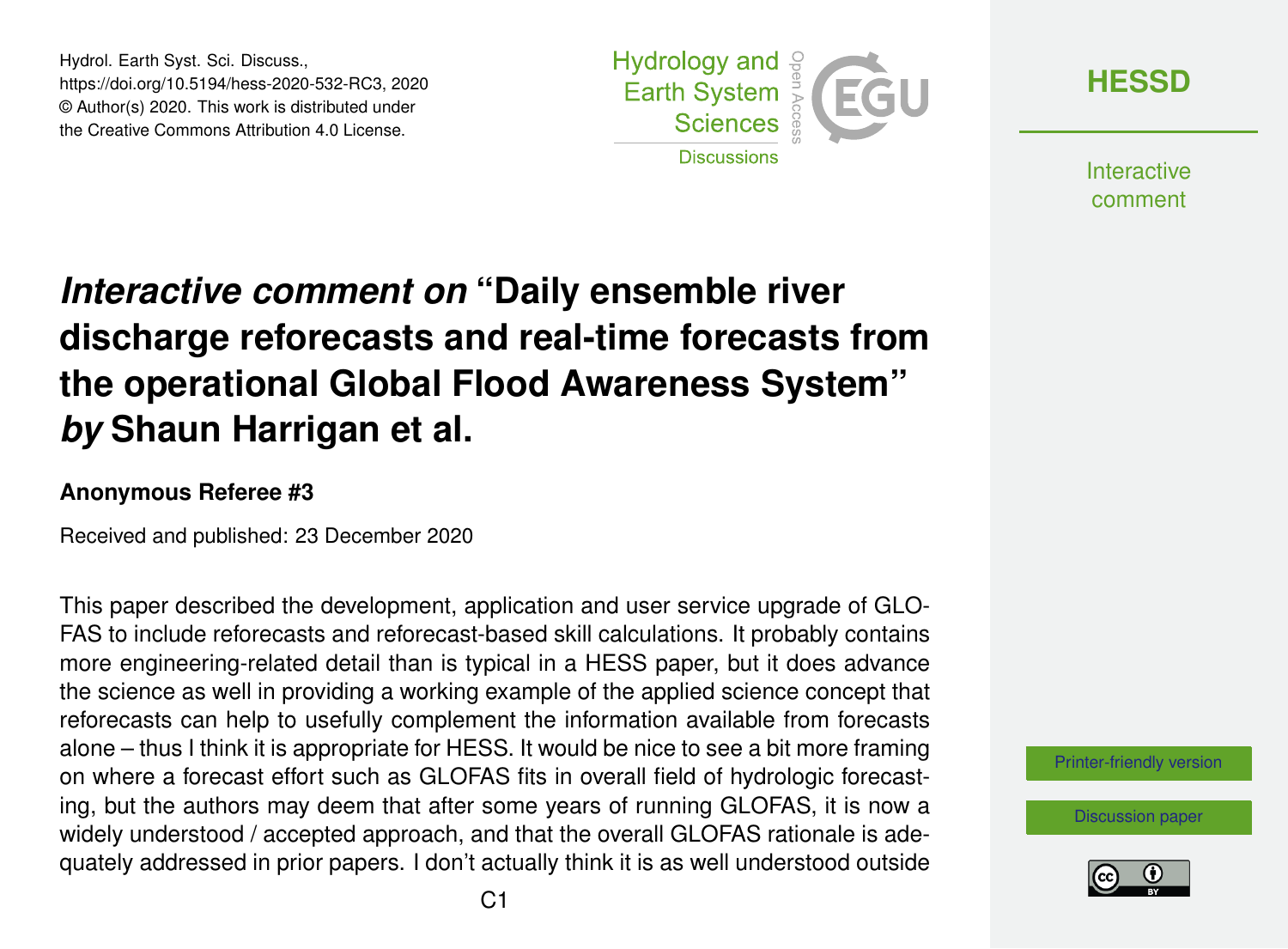Hydrol. Earth Syst. Sci. Discuss.,
https://doi.org/10.5194/hess-2020-532-RC3, 2020
© Author(s) 2020. This work is distributed under the Creative Commons Attribution 4.0 License.

# *Interactive comment on* "Daily ensemble river discharge reforecasts and real-time forecasts from the operational Global Flood Awareness System" *by* Shaun Harrigan et al.

### Anonymous Referee #3

Received and published: 23 December 2020

This paper described the development, application and user service upgrade of GLOFAS to include reforecasts and reforecast-based skill calculations. It probably contains more engineering-related detail than is typical in a HESS paper, but it does advance the science as well in providing a working example of the applied science concept that reforecasts can help to usefully complement the information available from forecasts alone – thus I think it is appropriate for HESS. It would be nice to see a bit more framing on where a forecast effort such as GLOFAS fits in overall field of hydrologic forecasting, but the authors may deem that after some years of running GLOFAS, it is now a widely understood / accepted approach, and that the overall GLOFAS rationale is adequately addressed in prior papers. I don't actually think it is as well understood outside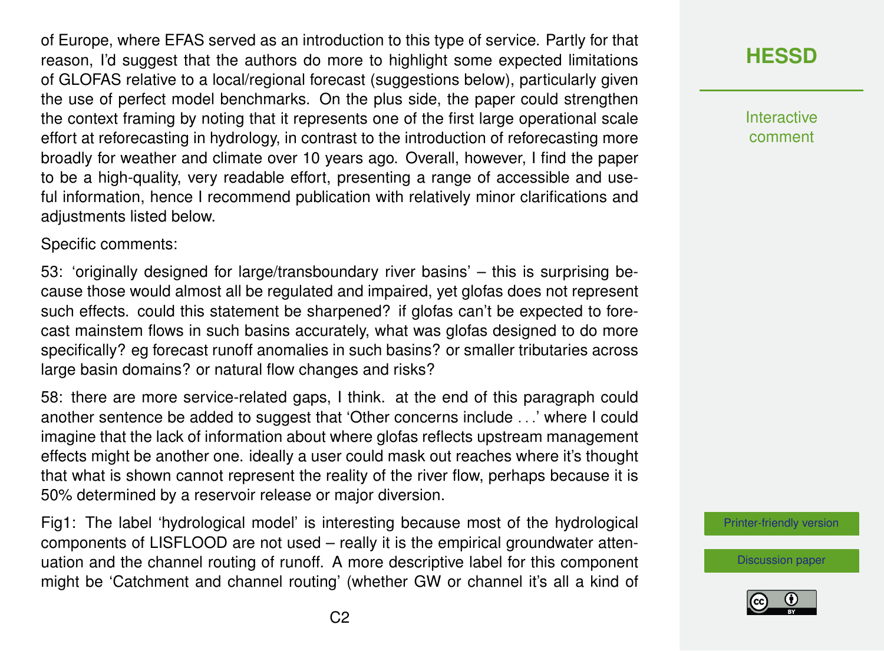of Europe, where EFAS served as an introduction to this type of service. Partly for that reason, I'd suggest that the authors do more to highlight some expected limitations of GLOFAS relative to a local/regional forecast (suggestions below), particularly given the use of perfect model benchmarks. On the plus side, the paper could strengthen the context framing by noting that it represents one of the first large operational scale effort at reforecasting in hydrology, in contrast to the introduction of reforecasting more broadly for weather and climate over 10 years ago. Overall, however, I find the paper to be a high-quality, very readable effort, presenting a range of accessible and useful information, hence I recommend publication with relatively minor clarifications and adjustments listed below.

Specific comments:

53: 'originally designed for large/transboundary river basins' – this is surprising because those would almost all be regulated and impaired, yet glofas does not represent such effects. could this statement be sharpened? if glofas can't be expected to forecast mainstem flows in such basins accurately, what was glofas designed to do more specifically? eg forecast runoff anomalies in such basins? or smaller tributaries across large basin domains? or natural flow changes and risks?

58: there are more service-related gaps, I think. at the end of this paragraph could another sentence be added to suggest that 'Other concerns include . . .' where I could imagine that the lack of information about where glofas reflects upstream management effects might be another one. ideally a user could mask out reaches where it's thought that what is shown cannot represent the reality of the river flow, perhaps because it is 50% determined by a reservoir release or major diversion.

Fig1: The label 'hydrological model' is interesting because most of the hydrological components of LISFLOOD are not used – really it is the empirical groundwater attenuation and the channel routing of runoff. A more descriptive label for this component might be 'Catchment and channel routing' (whether GW or channel it's all a kind of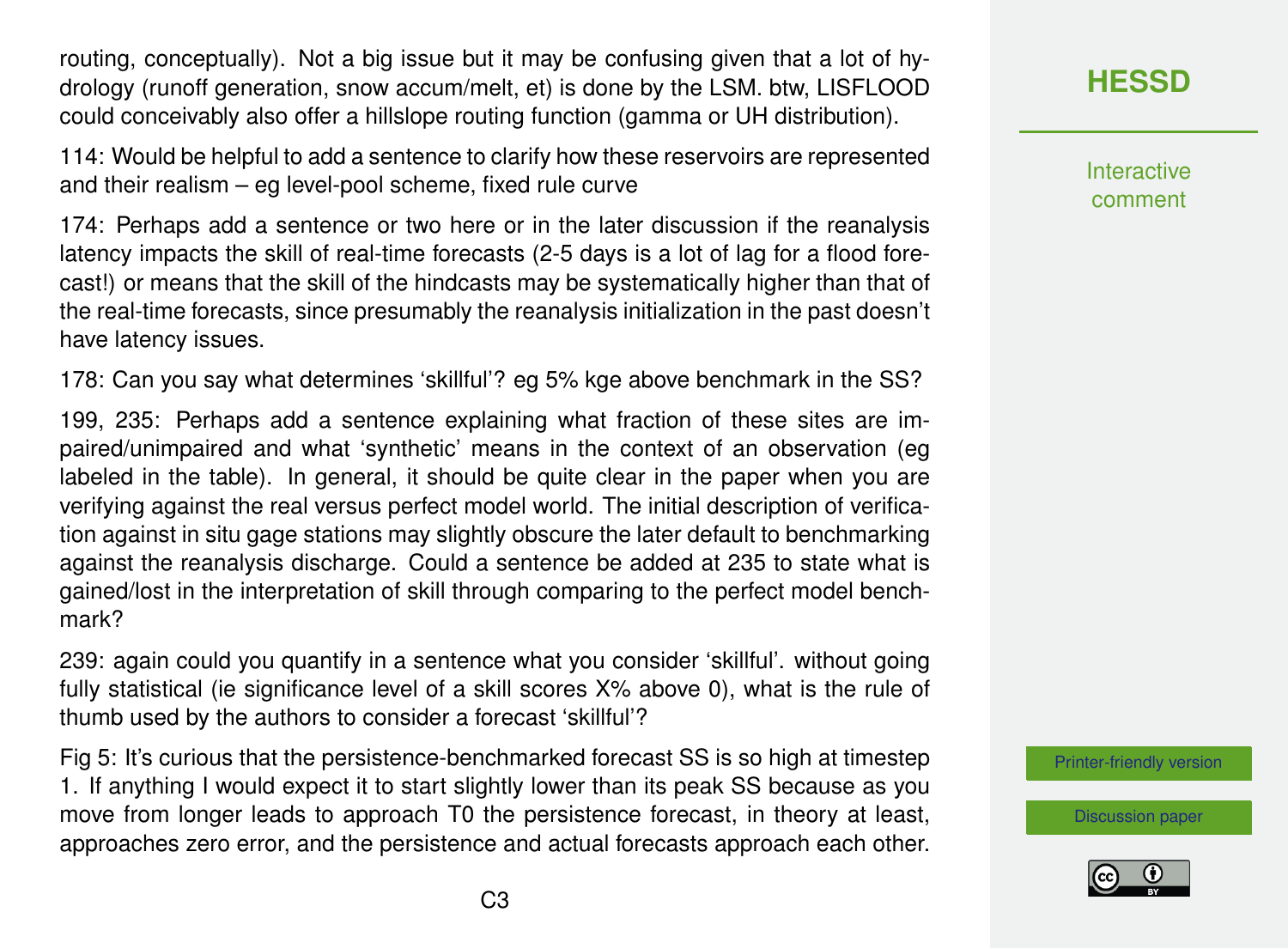routing, conceptually). Not a big issue but it may be confusing given that a lot of hydrology (runoff generation, snow accum/melt, et) is done by the LSM. btw, LISFLOOD could conceivably also offer a hillslope routing function (gamma or UH distribution).

114: Would be helpful to add a sentence to clarify how these reservoirs are represented and their realism – eg level-pool scheme, fixed rule curve

174: Perhaps add a sentence or two here or in the later discussion if the reanalysis latency impacts the skill of real-time forecasts (2-5 days is a lot of lag for a flood forecast!) or means that the skill of the hindcasts may be systematically higher than that of the real-time forecasts, since presumably the reanalysis initialization in the past doesn't have latency issues.

178: Can you say what determines 'skillful'? eg 5% kge above benchmark in the SS?

199, 235: Perhaps add a sentence explaining what fraction of these sites are impaired/unimpaired and what 'synthetic' means in the context of an observation (eg labeled in the table). In general, it should be quite clear in the paper when you are verifying against the real versus perfect model world. The initial description of verification against in situ gage stations may slightly obscure the later default to benchmarking against the reanalysis discharge. Could a sentence be added at 235 to state what is gained/lost in the interpretation of skill through comparing to the perfect model benchmark?

239: again could you quantify in a sentence what you consider 'skillful'. without going fully statistical (ie significance level of a skill scores X% above 0), what is the rule of thumb used by the authors to consider a forecast 'skillful'?

Fig 5: It's curious that the persistence-benchmarked forecast SS is so high at timestep 1. If anything I would expect it to start slightly lower than its peak SS because as you move from longer leads to approach T0 the persistence forecast, in theory at least, approaches zero error, and the persistence and actual forecasts approach each other.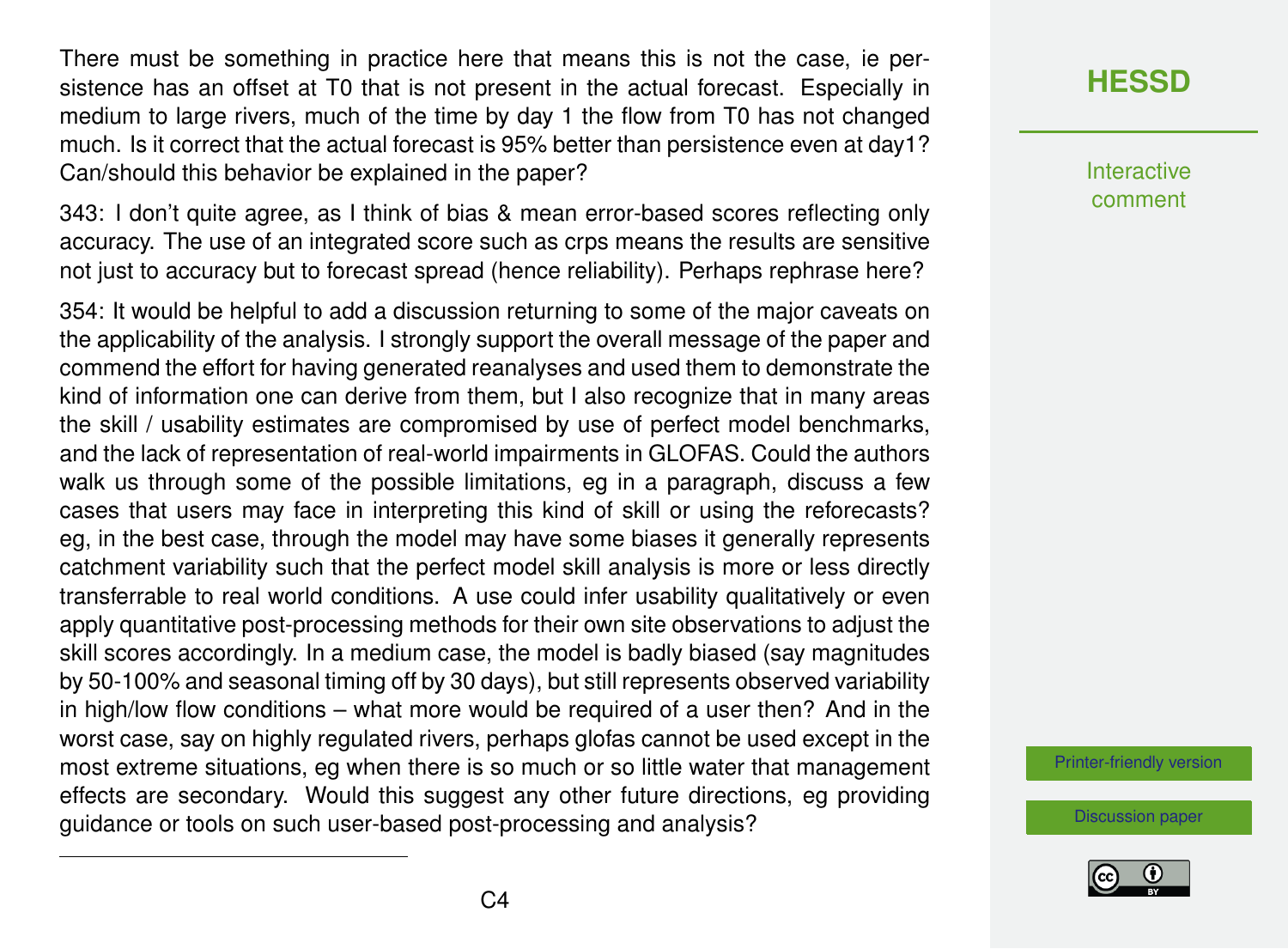There must be something in practice here that means this is not the case, ie persistence has an offset at T0 that is not present in the actual forecast. Especially in medium to large rivers, much of the time by day 1 the flow from T0 has not changed much. Is it correct that the actual forecast is 95% better than persistence even at day1? Can/should this behavior be explained in the paper?

343: I don't quite agree, as I think of bias & mean error-based scores reflecting only accuracy. The use of an integrated score such as crps means the results are sensitive not just to accuracy but to forecast spread (hence reliability). Perhaps rephrase here?

354: It would be helpful to add a discussion returning to some of the major caveats on the applicability of the analysis. I strongly support the overall message of the paper and commend the effort for having generated reanalyses and used them to demonstrate the kind of information one can derive from them, but I also recognize that in many areas the skill / usability estimates are compromised by use of perfect model benchmarks, and the lack of representation of real-world impairments in GLOFAS. Could the authors walk us through some of the possible limitations, eg in a paragraph, discuss a few cases that users may face in interpreting this kind of skill or using the reforecasts? eg, in the best case, through the model may have some biases it generally represents catchment variability such that the perfect model skill analysis is more or less directly transferrable to real world conditions. A use could infer usability qualitatively or even apply quantitative post-processing methods for their own site observations to adjust the skill scores accordingly. In a medium case, the model is badly biased (say magnitudes by 50-100% and seasonal timing off by 30 days), but still represents observed variability in high/low flow conditions – what more would be required of a user then? And in the worst case, say on highly regulated rivers, perhaps glofas cannot be used except in the most extreme situations, eg when there is so much or so little water that management effects are secondary. Would this suggest any other future directions, eg providing guidance or tools on such user-based post-processing and analysis?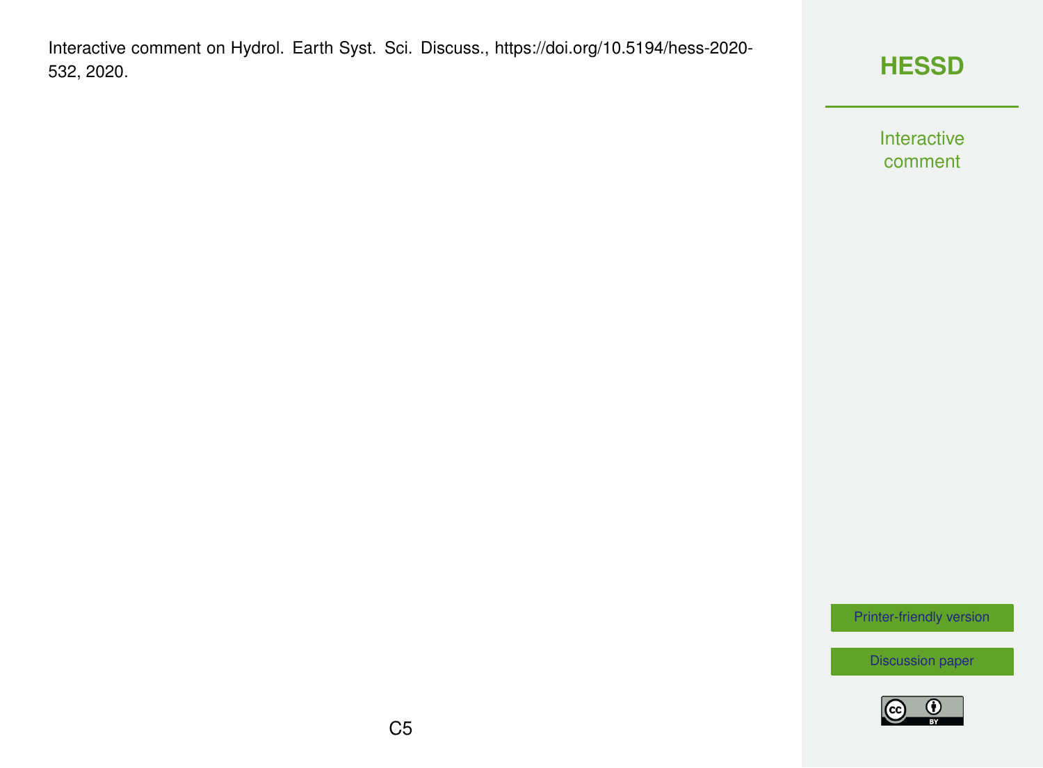Interactive comment on Hydrol. Earth Syst. Sci. Discuss., https://doi.org/10.5194/hess-2020-532, 2020.